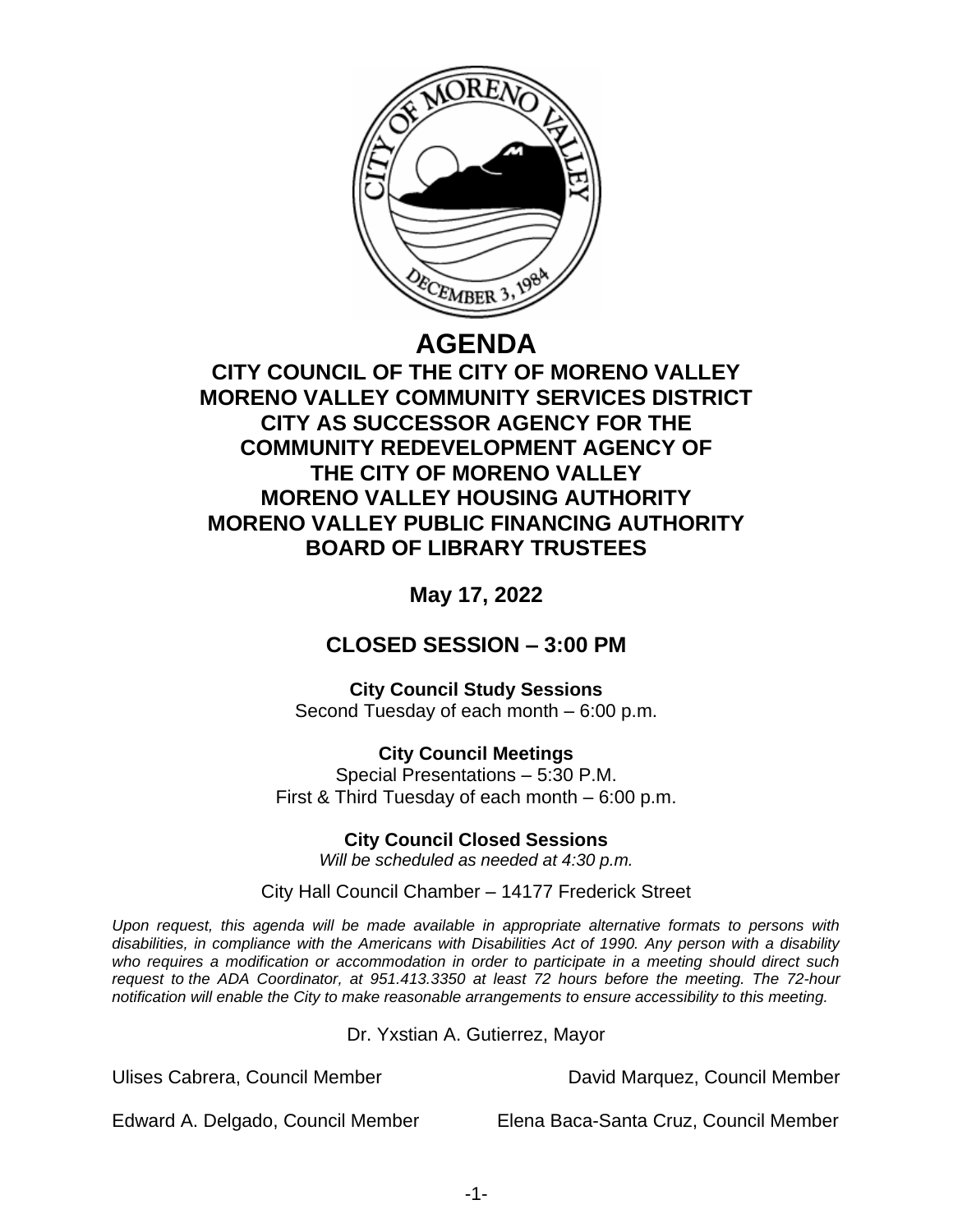# AGENDA

## CITY COUNCIL OF THE CITY OF MORENO VALLEY
## MORENO VALLEY COMMUNITY SERVICES DISTRICT
## CITY AS SUCCESSOR AGENCY FOR THE COMMUNITY REDEVELOPMENT AGENCY OF THE CITY OF MORENO VALLEY
## MORENO VALLEY HOUSING AUTHORITY
## MORENO VALLEY PUBLIC FINANCING AUTHORITY
## BOARD OF LIBRARY TRUSTEES

**May 17, 2022**

## CLOSED SESSION – 3:00 PM

**City Council Study Sessions**
Second Tuesday of each month – 6:00 p.m.

**City Council Meetings**
Special Presentations – 5:30 P.M.
First & Third Tuesday of each month – 6:00 p.m.

**City Council Closed Sessions**
*Will be scheduled as needed at 4:30 p.m.*

City Hall Council Chamber – 14177 Frederick Street

*Upon request, this agenda will be made available in appropriate alternative formats to persons with disabilities, in compliance with the Americans with Disabilities Act of 1990. Any person with a disability who requires a modification or accommodation in order to participate in a meeting should direct such request to the ADA Coordinator, at 951.413.3350 at least 72 hours before the meeting. The 72-hour notification will enable the City to make reasonable arrangements to ensure accessibility to this meeting.*

Dr. Yxstian A. Gutierrez, Mayor

Ulises Cabrera, Council Member

David Marquez, Council Member

Edward A. Delgado, Council Member

Elena Baca-Santa Cruz, Council Member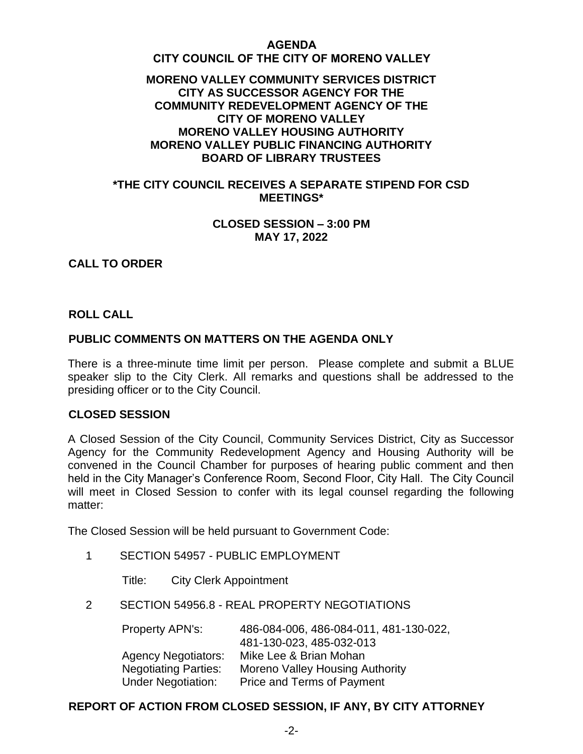# AGENDA
## CITY COUNCIL OF THE CITY OF MORENO VALLEY

**MORENO VALLEY COMMUNITY SERVICES DISTRICT**
**CITY AS SUCCESSOR AGENCY FOR THE COMMUNITY REDEVELOPMENT AGENCY OF THE CITY OF MORENO VALLEY**
**MORENO VALLEY HOUSING AUTHORITY**
**MORENO VALLEY PUBLIC FINANCING AUTHORITY**
**BOARD OF LIBRARY TRUSTEES**

**\*THE CITY COUNCIL RECEIVES A SEPARATE STIPEND FOR CSD MEETINGS\***

**CLOSED SESSION – 3:00 PM**
**MAY 17, 2022**

### CALL TO ORDER

### ROLL CALL

### PUBLIC COMMENTS ON MATTERS ON THE AGENDA ONLY

There is a three-minute time limit per person. Please complete and submit a BLUE speaker slip to the City Clerk. All remarks and questions shall be addressed to the presiding officer or to the City Council.

### CLOSED SESSION

A Closed Session of the City Council, Community Services District, City as Successor Agency for the Community Redevelopment Agency and Housing Authority will be convened in the Council Chamber for purposes of hearing public comment and then held in the City Manager's Conference Room, Second Floor, City Hall. The City Council will meet in Closed Session to confer with its legal counsel regarding the following matter:

The Closed Session will be held pursuant to Government Code:

1 SECTION 54957 - PUBLIC EMPLOYMENT

   Title: City Clerk Appointment

2 SECTION 54956.8 - REAL PROPERTY NEGOTIATIONS

   Property APN's: 486-084-006, 486-084-011, 481-130-022, 481-130-023, 485-032-013
   Agency Negotiators: Mike Lee & Brian Mohan
   Negotiating Parties: Moreno Valley Housing Authority
   Under Negotiation: Price and Terms of Payment

### REPORT OF ACTION FROM CLOSED SESSION, IF ANY, BY CITY ATTORNEY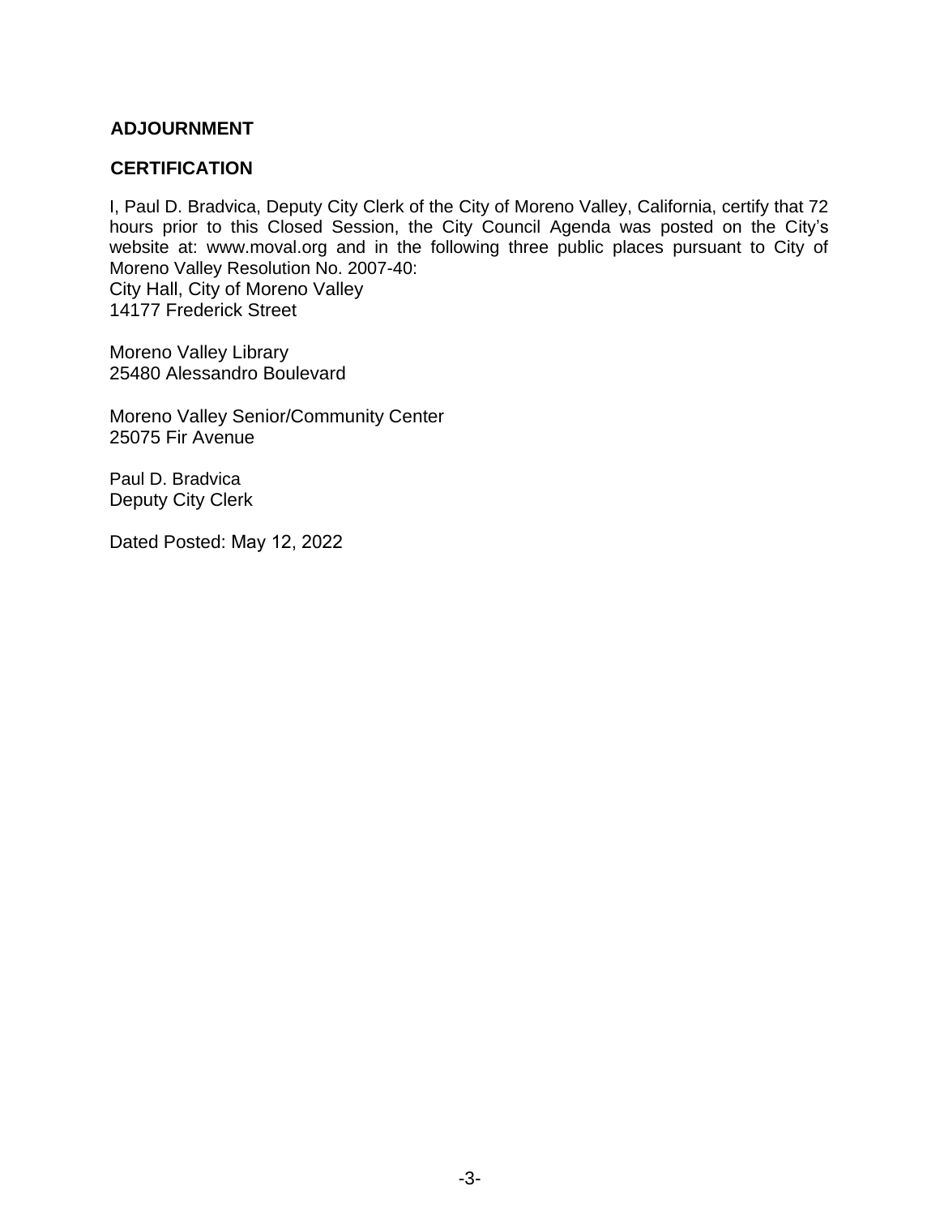## ADJOURNMENT

## CERTIFICATION

I, Paul D. Bradvica, Deputy City Clerk of the City of Moreno Valley, California, certify that 72 hours prior to this Closed Session, the City Council Agenda was posted on the City's website at: www.moval.org and in the following three public places pursuant to City of Moreno Valley Resolution No. 2007-40:
City Hall, City of Moreno Valley
14177 Frederick Street

Moreno Valley Library
25480 Alessandro Boulevard

Moreno Valley Senior/Community Center
25075 Fir Avenue

Paul D. Bradvica
Deputy City Clerk

Dated Posted: May 12, 2022